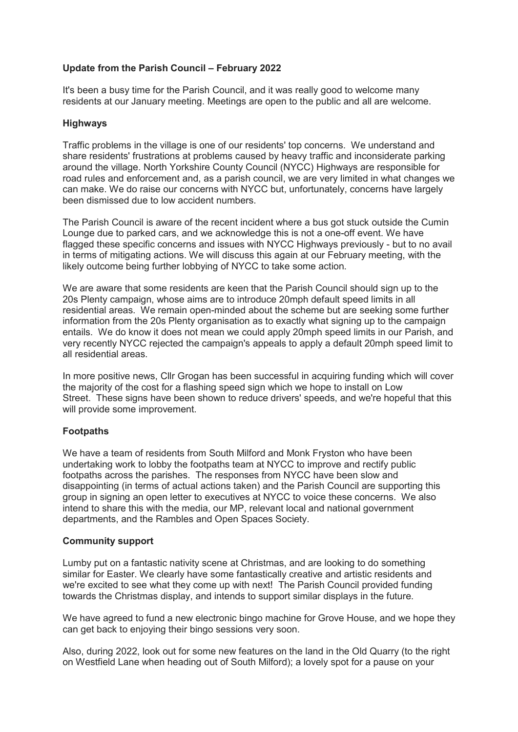**Update from the Parish Council – February 2022**

It's been a busy time for the Parish Council, and it was really good to welcome many residents at our January meeting. Meetings are open to the public and all are welcome.

**Highways**

Traffic problems in the village is one of our residents' top concerns. We understand and share residents' frustrations at problems caused by heavy traffic and inconsiderate parking around the village. North Yorkshire County Council (NYCC) Highways are responsible for road rules and enforcement and, as a parish council, we are very limited in what changes we can make. We do raise our concerns with NYCC but, unfortunately, concerns have largely been dismissed due to low accident numbers.

The Parish Council is aware of the recent incident where a bus got stuck outside the Cumin Lounge due to parked cars, and we acknowledge this is not a one-off event. We have flagged these specific concerns and issues with NYCC Highways previously - but to no avail in terms of mitigating actions. We will discuss this again at our February meeting, with the likely outcome being further lobbying of NYCC to take some action.

We are aware that some residents are keen that the Parish Council should sign up to the 20s Plenty campaign, whose aims are to introduce 20mph default speed limits in all residential areas. We remain open-minded about the scheme but are seeking some further information from the 20s Plenty organisation as to exactly what signing up to the campaign entails. We do know it does not mean we could apply 20mph speed limits in our Parish, and very recently NYCC rejected the campaign's appeals to apply a default 20mph speed limit to all residential areas.

In more positive news, Cllr Grogan has been successful in acquiring funding which will cover the majority of the cost for a flashing speed sign which we hope to install on Low Street. These signs have been shown to reduce drivers' speeds, and we're hopeful that this will provide some improvement.

**Footpaths**

We have a team of residents from South Milford and Monk Fryston who have been undertaking work to lobby the footpaths team at NYCC to improve and rectify public footpaths across the parishes. The responses from NYCC have been slow and disappointing (in terms of actual actions taken) and the Parish Council are supporting this group in signing an open letter to executives at NYCC to voice these concerns. We also intend to share this with the media, our MP, relevant local and national government departments, and the Rambles and Open Spaces Society.

**Community support**

Lumby put on a fantastic nativity scene at Christmas, and are looking to do something similar for Easter. We clearly have some fantastically creative and artistic residents and we're excited to see what they come up with next! The Parish Council provided funding towards the Christmas display, and intends to support similar displays in the future.

We have agreed to fund a new electronic bingo machine for Grove House, and we hope they can get back to enjoying their bingo sessions very soon.

Also, during 2022, look out for some new features on the land in the Old Quarry (to the right on Westfield Lane when heading out of South Milford); a lovely spot for a pause on your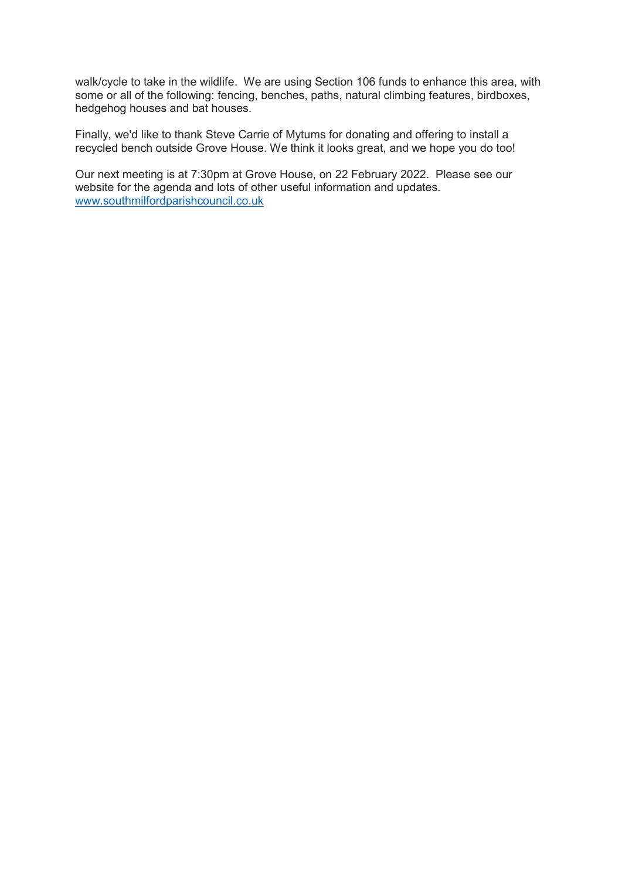walk/cycle to take in the wildlife.  We are using Section 106 funds to enhance this area, with some or all of the following: fencing, benches, paths, natural climbing features, birdboxes, hedgehog houses and bat houses.

Finally, we'd like to thank Steve Carrie of Mytums for donating and offering to install a recycled bench outside Grove House. We think it looks great, and we hope you do too!

Our next meeting is at 7:30pm at Grove House, on 22 February 2022.  Please see our website for the agenda and lots of other useful information and updates.
[www.southmilfordparishcouncil.co.uk](http://www.southmilfordparishcouncil.co.uk)